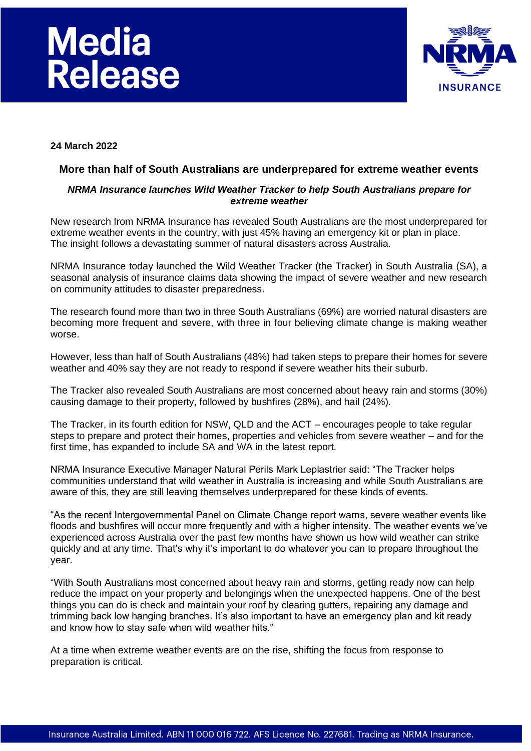# Media Release

**24 March 2022**

## More than half of South Australians are underprepared for extreme weather events

***NRMA Insurance launches Wild Weather Tracker to help South Australians prepare for extreme weather***

New research from NRMA Insurance has revealed South Australians are the most underprepared for extreme weather events in the country, with just 45% having an emergency kit or plan in place. The insight follows a devastating summer of natural disasters across Australia.

NRMA Insurance today launched the Wild Weather Tracker (the Tracker) in South Australia (SA), a seasonal analysis of insurance claims data showing the impact of severe weather and new research on community attitudes to disaster preparedness.

The research found more than two in three South Australians (69%) are worried natural disasters are becoming more frequent and severe, with three in four believing climate change is making weather worse.

However, less than half of South Australians (48%) had taken steps to prepare their homes for severe weather and 40% say they are not ready to respond if severe weather hits their suburb.

The Tracker also revealed South Australians are most concerned about heavy rain and storms (30%) causing damage to their property, followed by bushfires (28%), and hail (24%).

The Tracker, in its fourth edition for NSW, QLD and the ACT – encourages people to take regular steps to prepare and protect their homes, properties and vehicles from severe weather – and for the first time, has expanded to include SA and WA in the latest report.

NRMA Insurance Executive Manager Natural Perils Mark Leplastrier said: “The Tracker helps communities understand that wild weather in Australia is increasing and while South Australians are aware of this, they are still leaving themselves underprepared for these kinds of events.

“As the recent Intergovernmental Panel on Climate Change report warns, severe weather events like floods and bushfires will occur more frequently and with a higher intensity. The weather events we’ve experienced across Australia over the past few months have shown us how wild weather can strike quickly and at any time. That’s why it’s important to do whatever you can to prepare throughout the year.

“With South Australians most concerned about heavy rain and storms, getting ready now can help reduce the impact on your property and belongings when the unexpected happens. One of the best things you can do is check and maintain your roof by clearing gutters, repairing any damage and trimming back low hanging branches. It’s also important to have an emergency plan and kit ready and know how to stay safe when wild weather hits.”

At a time when extreme weather events are on the rise, shifting the focus from response to preparation is critical.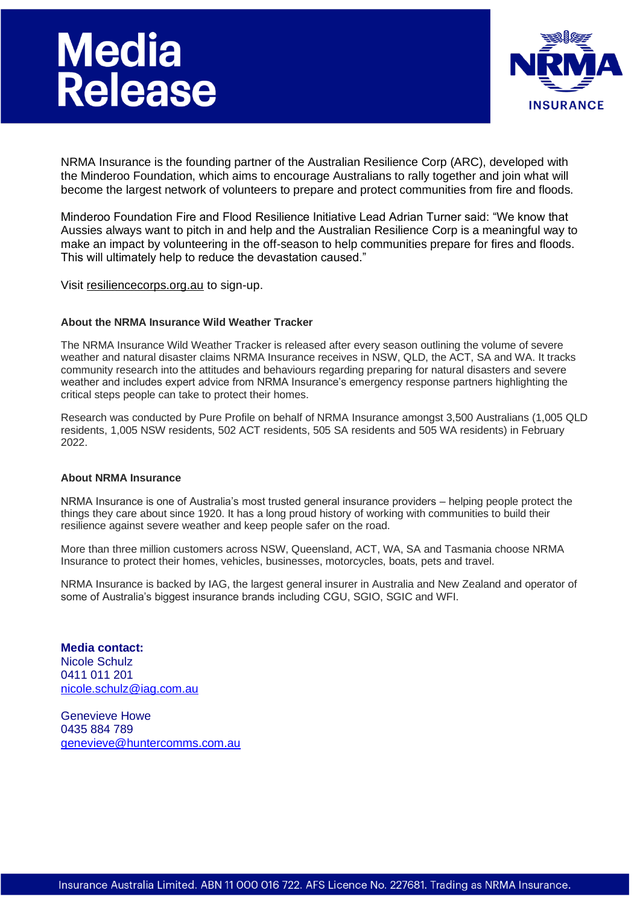# Media Release

NRMA Insurance is the founding partner of the Australian Resilience Corp (ARC), developed with the Minderoo Foundation, which aims to encourage Australians to rally together and join what will become the largest network of volunteers to prepare and protect communities from fire and floods.

Minderoo Foundation Fire and Flood Resilience Initiative Lead Adrian Turner said: "We know that Aussies always want to pitch in and help and the Australian Resilience Corp is a meaningful way to make an impact by volunteering in the off-season to help communities prepare for fires and floods. This will ultimately help to reduce the devastation caused."

Visit resiliencecorps.org.au to sign-up.

**About the NRMA Insurance Wild Weather Tracker**

The NRMA Insurance Wild Weather Tracker is released after every season outlining the volume of severe weather and natural disaster claims NRMA Insurance receives in NSW, QLD, the ACT, SA and WA. It tracks community research into the attitudes and behaviours regarding preparing for natural disasters and severe weather and includes expert advice from NRMA Insurance's emergency response partners highlighting the critical steps people can take to protect their homes.

Research was conducted by Pure Profile on behalf of NRMA Insurance amongst 3,500 Australians (1,005 QLD residents, 1,005 NSW residents, 502 ACT residents, 505 SA residents and 505 WA residents) in February 2022.

**About NRMA Insurance**

NRMA Insurance is one of Australia's most trusted general insurance providers – helping people protect the things they care about since 1920. It has a long proud history of working with communities to build their resilience against severe weather and keep people safer on the road.

More than three million customers across NSW, Queensland, ACT, WA, SA and Tasmania choose NRMA Insurance to protect their homes, vehicles, businesses, motorcycles, boats, pets and travel.

NRMA Insurance is backed by IAG, the largest general insurer in Australia and New Zealand and operator of some of Australia's biggest insurance brands including CGU, SGIO, SGIC and WFI.

**Media contact:**
Nicole Schulz
0411 011 201
nicole.schulz@iag.com.au

Genevieve Howe
0435 884 789
genevieve@huntercomms.com.au

Insurance Australia Limited. ABN 11 000 016 722. AFS Licence No. 227681. Trading as NRMA Insurance.